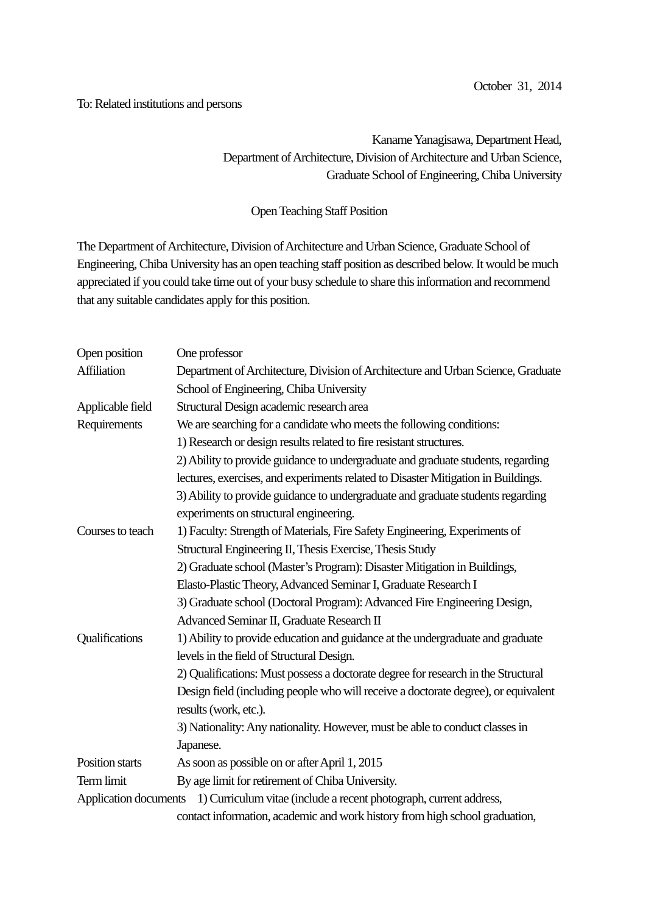October 31, 2014

To: Related institutions and persons

Kaname Yanagisawa, Department Head,
Department of Architecture, Division of Architecture and Urban Science,
Graduate School of Engineering, Chiba University

## Open Teaching Staff Position

The Department of Architecture, Division of Architecture and Urban Science, Graduate School of Engineering, Chiba University has an open teaching staff position as described below. It would be much appreciated if you could take time out of your busy schedule to share this information and recommend that any suitable candidates apply for this position.

| | |
|---|---|
| Open position | One professor |
| Affiliation | Department of Architecture, Division of Architecture and Urban Science, Graduate School of Engineering, Chiba University |
| Applicable field | Structural Design academic research area |
| Requirements | We are searching for a candidate who meets the following conditions:<br>1) Research or design results related to fire resistant structures.<br>2) Ability to provide guidance to undergraduate and graduate students, regarding lectures, exercises, and experiments related to Disaster Mitigation in Buildings.<br>3) Ability to provide guidance to undergraduate and graduate students regarding experiments on structural engineering. |
| Courses to teach | 1) Faculty: Strength of Materials, Fire Safety Engineering, Experiments of Structural Engineering II, Thesis Exercise, Thesis Study<br>2) Graduate school (Master's Program): Disaster Mitigation in Buildings, Elasto-Plastic Theory, Advanced Seminar I, Graduate Research I<br>3) Graduate school (Doctoral Program): Advanced Fire Engineering Design, Advanced Seminar II, Graduate Research II |
| Qualifications | 1) Ability to provide education and guidance at the undergraduate and graduate levels in the field of Structural Design.<br>2) Qualifications: Must possess a doctorate degree for research in the Structural Design field (including people who will receive a doctorate degree), or equivalent results (work, etc.).<br>3) Nationality: Any nationality. However, must be able to conduct classes in Japanese. |
| Position starts | As soon as possible on or after April 1, 2015 |
| Term limit | By age limit for retirement of Chiba University. |
| Application documents | 1) Curriculum vitae (include a recent photograph, current address, contact information, academic and work history from high school graduation, |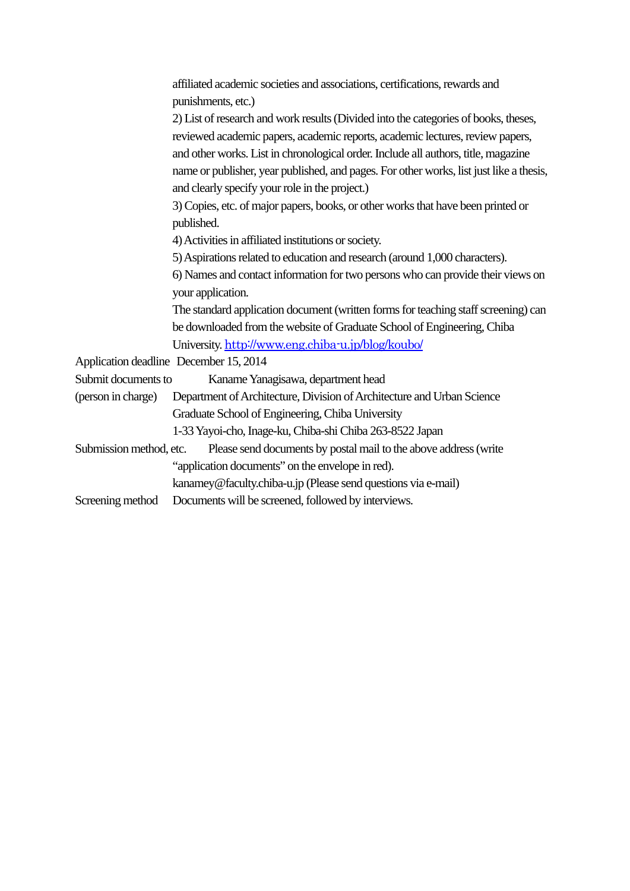affiliated academic societies and associations, certifications, rewards and punishments, etc.)

2) List of research and work results (Divided into the categories of books, theses, reviewed academic papers, academic reports, academic lectures, review papers, and other works. List in chronological order. Include all authors, title, magazine name or publisher, year published, and pages. For other works, list just like a thesis, and clearly specify your role in the project.)

3) Copies, etc. of major papers, books, or other works that have been printed or published.

4) Activities in affiliated institutions or society.

5) Aspirations related to education and research (around 1,000 characters).

6) Names and contact information for two persons who can provide their views on your application.

The standard application document (written forms for teaching staff screening) can be downloaded from the website of Graduate School of Engineering, Chiba University. http://www.eng.chiba-u.jp/blog/koubo/

| | |
|---|---|
| Application deadline | December 15, 2014 |
| Submit documents to (person in charge) | Kaname Yanagisawa, department head<br>Department of Architecture, Division of Architecture and Urban Science<br>Graduate School of Engineering, Chiba University<br>1-33 Yayoi-cho, Inage-ku, Chiba-shi Chiba 263-8522 Japan |
| Submission method, etc. | Please send documents by postal mail to the above address (write “application documents” on the envelope in red).<br>kanamey@faculty.chiba-u.jp (Please send questions via e-mail) |
| Screening method | Documents will be screened, followed by interviews. |